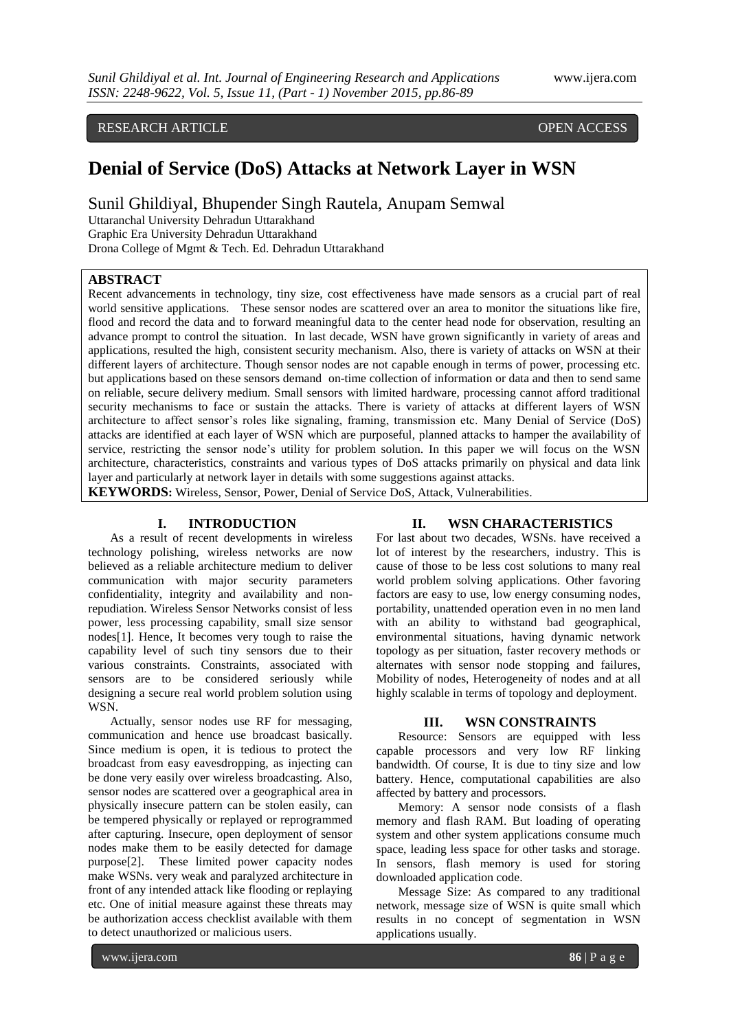RESEARCH ARTICLE OPEN ACCESS

# Denial of Service (DoS) Attacks at Network Layer in WSN

Sunil Ghildiyal, Bhupender Singh Rautela, Anupam Semwal

Uttaranchal University Dehradun Uttarakhand
Graphic Era University Dehradun Uttarakhand
Drona College of Mgmt & Tech. Ed. Dehradun Uttarakhand

## ABSTRACT

Recent advancements in technology, tiny size, cost effectiveness have made sensors as a crucial part of real world sensitive applications. These sensor nodes are scattered over an area to monitor the situations like fire, flood and record the data and to forward meaningful data to the center head node for observation, resulting an advance prompt to control the situation. In last decade, WSN have grown significantly in variety of areas and applications, resulted the high, consistent security mechanism. Also, there is variety of attacks on WSN at their different layers of architecture. Though sensor nodes are not capable enough in terms of power, processing etc. but applications based on these sensors demand on-time collection of information or data and then to send same on reliable, secure delivery medium. Small sensors with limited hardware, processing cannot afford traditional security mechanisms to face or sustain the attacks. There is variety of attacks at different layers of WSN architecture to affect sensor's roles like signaling, framing, transmission etc. Many Denial of Service (DoS) attacks are identified at each layer of WSN which are purposeful, planned attacks to hamper the availability of service, restricting the sensor node's utility for problem solution. In this paper we will focus on the WSN architecture, characteristics, constraints and various types of DoS attacks primarily on physical and data link layer and particularly at network layer in details with some suggestions against attacks.

**KEYWORDS:** Wireless, Sensor, Power, Denial of Service DoS, Attack, Vulnerabilities.

## I. INTRODUCTION

As a result of recent developments in wireless technology polishing, wireless networks are now believed as a reliable architecture medium to deliver communication with major security parameters confidentiality, integrity and availability and non-repudiation. Wireless Sensor Networks consist of less power, less processing capability, small size sensor nodes[1]. Hence, It becomes very tough to raise the capability level of such tiny sensors due to their various constraints. Constraints, associated with sensors are to be considered seriously while designing a secure real world problem solution using WSN.

Actually, sensor nodes use RF for messaging, communication and hence use broadcast basically. Since medium is open, it is tedious to protect the broadcast from easy eavesdropping, as injecting can be done very easily over wireless broadcasting. Also, sensor nodes are scattered over a geographical area in physically insecure pattern can be stolen easily, can be tempered physically or replayed or reprogrammed after capturing. Insecure, open deployment of sensor nodes make them to be easily detected for damage purpose[2]. These limited power capacity nodes make WSNs. very weak and paralyzed architecture in front of any intended attack like flooding or replaying etc. One of initial measure against these threats may be authorization access checklist available with them to detect unauthorized or malicious users.

## II. WSN CHARACTERISTICS

For last about two decades, WSNs. have received a lot of interest by the researchers, industry. This is cause of those to be less cost solutions to many real world problem solving applications. Other favoring factors are easy to use, low energy consuming nodes, portability, unattended operation even in no men land with an ability to withstand bad geographical, environmental situations, having dynamic network topology as per situation, faster recovery methods or alternates with sensor node stopping and failures, Mobility of nodes, Heterogeneity of nodes and at all highly scalable in terms of topology and deployment.

## III. WSN CONSTRAINTS

Resource: Sensors are equipped with less capable processors and very low RF linking bandwidth. Of course, It is due to tiny size and low battery. Hence, computational capabilities are also affected by battery and processors.

Memory: A sensor node consists of a flash memory and flash RAM. But loading of operating system and other system applications consume much space, leading less space for other tasks and storage. In sensors, flash memory is used for storing downloaded application code.

Message Size: As compared to any traditional network, message size of WSN is quite small which results in no concept of segmentation in WSN applications usually.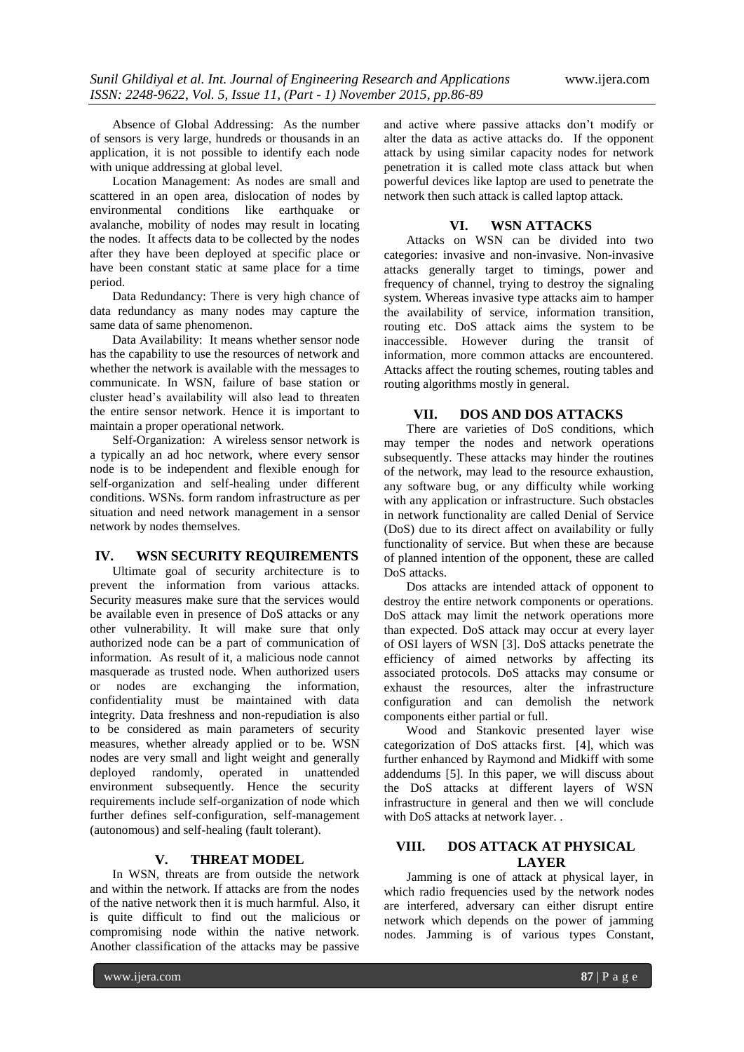Absence of Global Addressing: As the number of sensors is very large, hundreds or thousands in an application, it is not possible to identify each node with unique addressing at global level.

Location Management: As nodes are small and scattered in an open area, dislocation of nodes by environmental conditions like earthquake or avalanche, mobility of nodes may result in locating the nodes. It affects data to be collected by the nodes after they have been deployed at specific place or have been constant static at same place for a time period.

Data Redundancy: There is very high chance of data redundancy as many nodes may capture the same data of same phenomenon.

Data Availability: It means whether sensor node has the capability to use the resources of network and whether the network is available with the messages to communicate. In WSN, failure of base station or cluster head's availability will also lead to threaten the entire sensor network. Hence it is important to maintain a proper operational network.

Self-Organization: A wireless sensor network is a typically an ad hoc network, where every sensor node is to be independent and flexible enough for self-organization and self-healing under different conditions. WSNs. form random infrastructure as per situation and need network management in a sensor network by nodes themselves.

## IV. WSN SECURITY REQUIREMENTS

Ultimate goal of security architecture is to prevent the information from various attacks. Security measures make sure that the services would be available even in presence of DoS attacks or any other vulnerability. It will make sure that only authorized node can be a part of communication of information. As result of it, a malicious node cannot masquerade as trusted node. When authorized users or nodes are exchanging the information, confidentiality must be maintained with data integrity. Data freshness and non-repudiation is also to be considered as main parameters of security measures, whether already applied or to be. WSN nodes are very small and light weight and generally deployed randomly, operated in unattended environment subsequently. Hence the security requirements include self-organization of node which further defines self-configuration, self-management (autonomous) and self-healing (fault tolerant).

## V. THREAT MODEL

In WSN, threats are from outside the network and within the network. If attacks are from the nodes of the native network then it is much harmful. Also, it is quite difficult to find out the malicious or compromising node within the native network. Another classification of the attacks may be passive and active where passive attacks don't modify or alter the data as active attacks do. If the opponent attack by using similar capacity nodes for network penetration it is called mote class attack but when powerful devices like laptop are used to penetrate the network then such attack is called laptop attack.

## VI. WSN ATTACKS

Attacks on WSN can be divided into two categories: invasive and non-invasive. Non-invasive attacks generally target to timings, power and frequency of channel, trying to destroy the signaling system. Whereas invasive type attacks aim to hamper the availability of service, information transition, routing etc. DoS attack aims the system to be inaccessible. However during the transit of information, more common attacks are encountered. Attacks affect the routing schemes, routing tables and routing algorithms mostly in general.

## VII. DOS AND DOS ATTACKS

There are varieties of DoS conditions, which may temper the nodes and network operations subsequently. These attacks may hinder the routines of the network, may lead to the resource exhaustion, any software bug, or any difficulty while working with any application or infrastructure. Such obstacles in network functionality are called Denial of Service (DoS) due to its direct affect on availability or fully functionality of service. But when these are because of planned intention of the opponent, these are called DoS attacks.

Dos attacks are intended attack of opponent to destroy the entire network components or operations. DoS attack may limit the network operations more than expected. DoS attack may occur at every layer of OSI layers of WSN [3]. DoS attacks penetrate the efficiency of aimed networks by affecting its associated protocols. DoS attacks may consume or exhaust the resources, alter the infrastructure configuration and can demolish the network components either partial or full.

Wood and Stankovic presented layer wise categorization of DoS attacks first. [4], which was further enhanced by Raymond and Midkiff with some addendums [5]. In this paper, we will discuss about the DoS attacks at different layers of WSN infrastructure in general and then we will conclude with DoS attacks at network layer. .

## VIII. DOS ATTACK AT PHYSICAL LAYER

Jamming is one of attack at physical layer, in which radio frequencies used by the network nodes are interfered, adversary can either disrupt entire network which depends on the power of jamming nodes. Jamming is of various types Constant,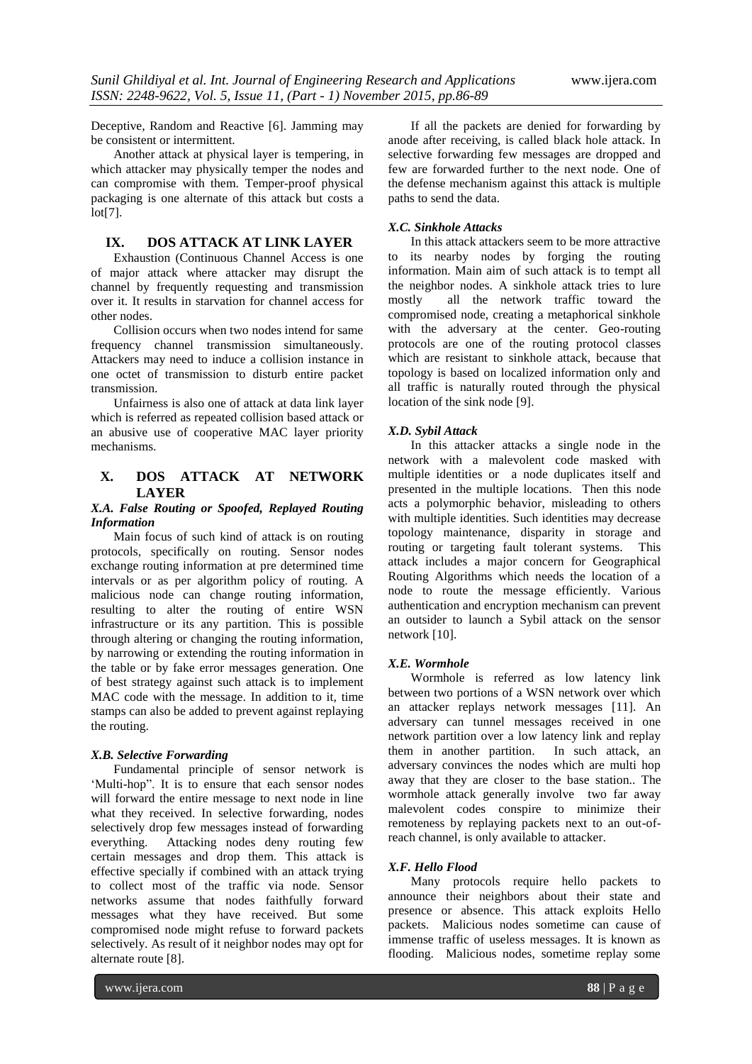Deceptive, Random and Reactive [6]. Jamming may be consistent or intermittent.

Another attack at physical layer is tempering, in which attacker may physically temper the nodes and can compromise with them. Temper-proof physical packaging is one alternate of this attack but costs a lot[7].

## IX. DOS ATTACK AT LINK LAYER

Exhaustion (Continuous Channel Access is one of major attack where attacker may disrupt the channel by frequently requesting and transmission over it. It results in starvation for channel access for other nodes.

Collision occurs when two nodes intend for same frequency channel transmission simultaneously. Attackers may need to induce a collision instance in one octet of transmission to disturb entire packet transmission.

Unfairness is also one of attack at data link layer which is referred as repeated collision based attack or an abusive use of cooperative MAC layer priority mechanisms.

## X. DOS ATTACK AT NETWORK LAYER

### *X.A. False Routing or Spoofed, Replayed Routing Information*

Main focus of such kind of attack is on routing protocols, specifically on routing. Sensor nodes exchange routing information at pre determined time intervals or as per algorithm policy of routing. A malicious node can change routing information, resulting to alter the routing of entire WSN infrastructure or its any partition. This is possible through altering or changing the routing information, by narrowing or extending the routing information in the table or by fake error messages generation. One of best strategy against such attack is to implement MAC code with the message. In addition to it, time stamps can also be added to prevent against replaying the routing.

### *X.B. Selective Forwarding*

Fundamental principle of sensor network is 'Multi-hop". It is to ensure that each sensor nodes will forward the entire message to next node in line what they received. In selective forwarding, nodes selectively drop few messages instead of forwarding everything. Attacking nodes deny routing few certain messages and drop them. This attack is effective specially if combined with an attack trying to collect most of the traffic via node. Sensor networks assume that nodes faithfully forward messages what they have received. But some compromised node might refuse to forward packets selectively. As result of it neighbor nodes may opt for alternate route [8].

If all the packets are denied for forwarding by anode after receiving, is called black hole attack. In selective forwarding few messages are dropped and few are forwarded further to the next node. One of the defense mechanism against this attack is multiple paths to send the data.

### *X.C. Sinkhole Attacks*

In this attack attackers seem to be more attractive to its nearby nodes by forging the routing information. Main aim of such attack is to tempt all the neighbor nodes. A sinkhole attack tries to lure mostly all the network traffic toward the compromised node, creating a metaphorical sinkhole with the adversary at the center. Geo-routing protocols are one of the routing protocol classes which are resistant to sinkhole attack, because that topology is based on localized information only and all traffic is naturally routed through the physical location of the sink node [9].

### *X.D. Sybil Attack*

In this attacker attacks a single node in the network with a malevolent code masked with multiple identities or a node duplicates itself and presented in the multiple locations. Then this node acts a polymorphic behavior, misleading to others with multiple identities. Such identities may decrease topology maintenance, disparity in storage and routing or targeting fault tolerant systems. This attack includes a major concern for Geographical Routing Algorithms which needs the location of a node to route the message efficiently. Various authentication and encryption mechanism can prevent an outsider to launch a Sybil attack on the sensor network [10].

### *X.E. Wormhole*

Wormhole is referred as low latency link between two portions of a WSN network over which an attacker replays network messages [11]. An adversary can tunnel messages received in one network partition over a low latency link and replay them in another partition. In such attack, an adversary convinces the nodes which are multi hop away that they are closer to the base station.. The wormhole attack generally involve two far away malevolent codes conspire to minimize their remoteness by replaying packets next to an out-of-reach channel, is only available to attacker.

### *X.F. Hello Flood*

Many protocols require hello packets to announce their neighbors about their state and presence or absence. This attack exploits Hello packets. Malicious nodes sometime can cause of immense traffic of useless messages. It is known as flooding. Malicious nodes, sometime replay some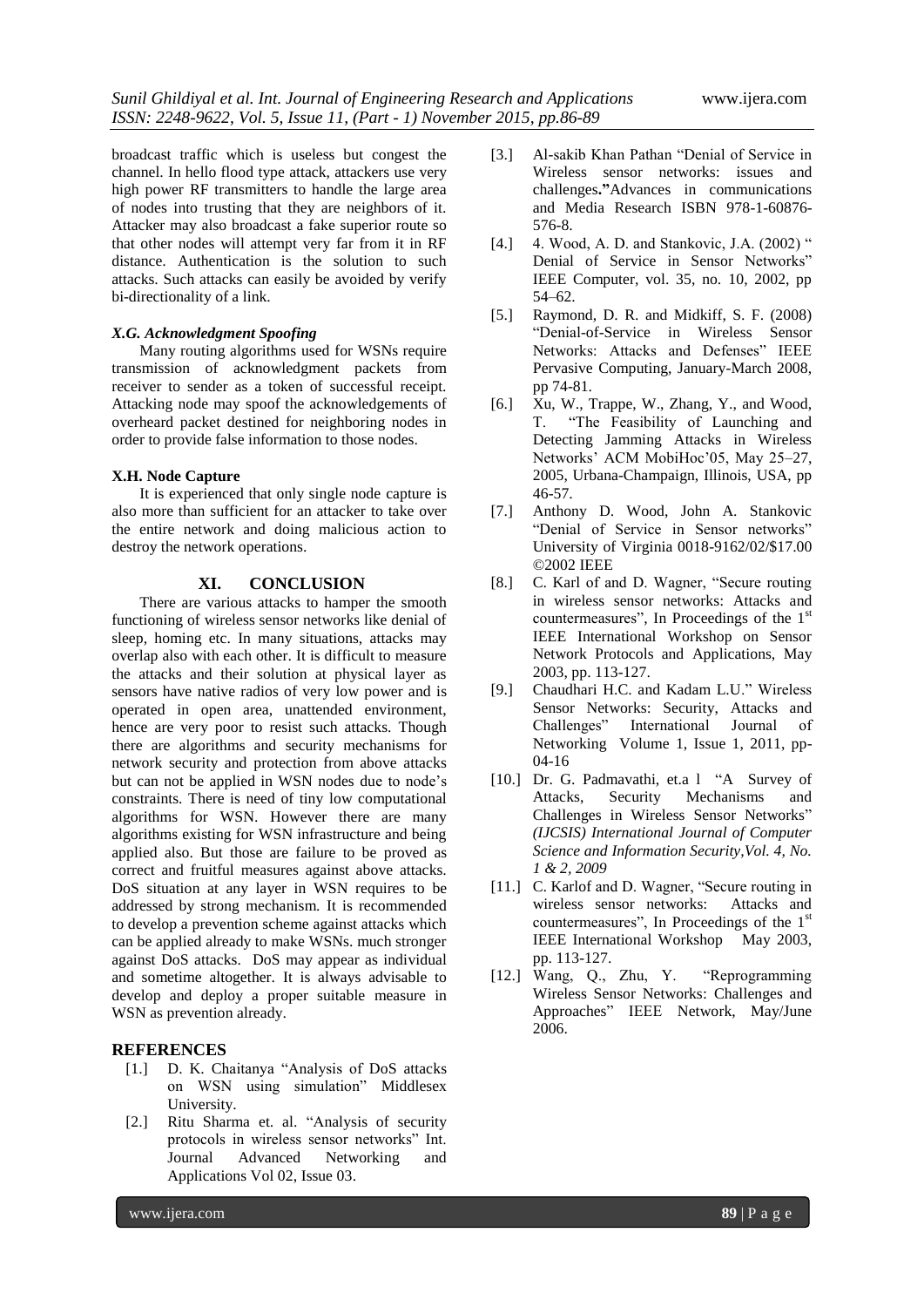broadcast traffic which is useless but congest the channel. In hello flood type attack, attackers use very high power RF transmitters to handle the large area of nodes into trusting that they are neighbors of it. Attacker may also broadcast a fake superior route so that other nodes will attempt very far from it in RF distance. Authentication is the solution to such attacks. Such attacks can easily be avoided by verify bi-directionality of a link.

#### *X.G. Acknowledgment Spoofing*

Many routing algorithms used for WSNs require transmission of acknowledgment packets from receiver to sender as a token of successful receipt. Attacking node may spoof the acknowledgements of overheard packet destined for neighboring nodes in order to provide false information to those nodes.

#### X.H. Node Capture

It is experienced that only single node capture is also more than sufficient for an attacker to take over the entire network and doing malicious action to destroy the network operations.

## XI. CONCLUSION

There are various attacks to hamper the smooth functioning of wireless sensor networks like denial of sleep, homing etc. In many situations, attacks may overlap also with each other. It is difficult to measure the attacks and their solution at physical layer as sensors have native radios of very low power and is operated in open area, unattended environment, hence are very poor to resist such attacks. Though there are algorithms and security mechanisms for network security and protection from above attacks but can not be applied in WSN nodes due to node's constraints. There is need of tiny low computational algorithms for WSN. However there are many algorithms existing for WSN infrastructure and being applied also. But those are failure to be proved as correct and fruitful measures against above attacks. DoS situation at any layer in WSN requires to be addressed by strong mechanism. It is recommended to develop a prevention scheme against attacks which can be applied already to make WSNs. much stronger against DoS attacks. DoS may appear as individual and sometime altogether. It is always advisable to develop and deploy a proper suitable measure in WSN as prevention already.

## REFERENCES

[1.] D. K. Chaitanya "Analysis of DoS attacks on WSN using simulation" Middlesex University.

[2.] Ritu Sharma et. al. "Analysis of security protocols in wireless sensor networks" Int. Journal Advanced Networking and Applications Vol 02, Issue 03.

[3.] Al-sakib Khan Pathan "Denial of Service in Wireless sensor networks: issues and challenges**."**Advances in communications and Media Research ISBN 978-1-60876-576-8.

[4.] 4. Wood, A. D. and Stankovic, J.A. (2002) " Denial of Service in Sensor Networks" IEEE Computer, vol. 35, no. 10, 2002, pp 54–62.

[5.] Raymond, D. R. and Midkiff, S. F. (2008) "Denial-of-Service in Wireless Sensor Networks: Attacks and Defenses" IEEE Pervasive Computing, January-March 2008, pp 74-81.

[6.] Xu, W., Trappe, W., Zhang, Y., and Wood, T. "The Feasibility of Launching and Detecting Jamming Attacks in Wireless Networks' ACM MobiHoc'05, May 25–27, 2005, Urbana-Champaign, Illinois, USA, pp 46-57.

[7.] Anthony D. Wood, John A. Stankovic "Denial of Service in Sensor networks" University of Virginia 0018-9162/02/$17.00 ©2002 IEEE

[8.] C. Karl of and D. Wagner, "Secure routing in wireless sensor networks: Attacks and countermeasures", In Proceedings of the 1st IEEE International Workshop on Sensor Network Protocols and Applications, May 2003, pp. 113-127.

[9.] Chaudhari H.C. and Kadam L.U." Wireless Sensor Networks: Security, Attacks and Challenges" International Journal of Networking Volume 1, Issue 1, 2011, pp-04-16

[10.] Dr. G. Padmavathi, et.a l "A Survey of Attacks, Security Mechanisms and Challenges in Wireless Sensor Networks" *(IJCSIS) International Journal of Computer Science and Information Security,Vol. 4, No. 1 & 2, 2009*

[11.] C. Karlof and D. Wagner, "Secure routing in wireless sensor networks: Attacks and countermeasures", In Proceedings of the 1st IEEE International Workshop May 2003, pp. 113-127.

[12.] Wang, Q., Zhu, Y. "Reprogramming Wireless Sensor Networks: Challenges and Approaches" IEEE Network, May/June 2006.